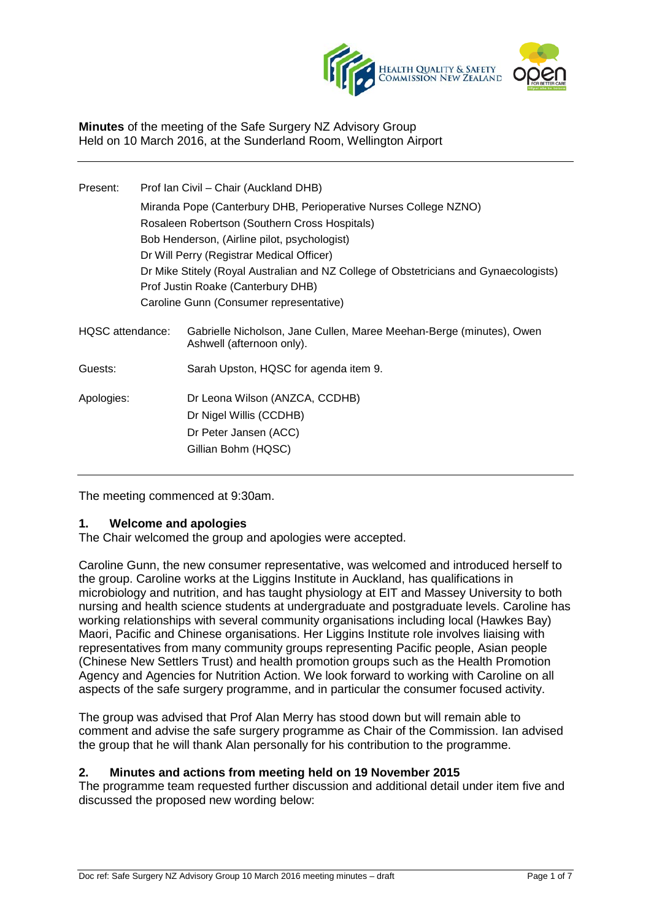**Minutes** of the meeting of the Safe Surgery NZ Advisory Group
Held on 10 March 2016, at the Sunderland Room, Wellington Airport

---

Present: Prof Ian Civil – Chair (Auckland DHB)
Miranda Pope (Canterbury DHB, Perioperative Nurses College NZNO)
Rosaleen Robertson (Southern Cross Hospitals)
Bob Henderson, (Airline pilot, psychologist)
Dr Will Perry (Registrar Medical Officer)
Dr Mike Stitely (Royal Australian and NZ College of Obstetricians and Gynaecologists)
Prof Justin Roake (Canterbury DHB)
Caroline Gunn (Consumer representative)

HQSC attendance: Gabrielle Nicholson, Jane Cullen, Maree Meehan-Berge (minutes), Owen Ashwell (afternoon only).

Guests: Sarah Upston, HQSC for agenda item 9.

Apologies: Dr Leona Wilson (ANZCA, CCDHB)
Dr Nigel Willis (CCDHB)
Dr Peter Jansen (ACC)
Gillian Bohm (HQSC)

---

The meeting commenced at 9:30am.

## 1. Welcome and apologies

The Chair welcomed the group and apologies were accepted.

Caroline Gunn, the new consumer representative, was welcomed and introduced herself to the group. Caroline works at the Liggins Institute in Auckland, has qualifications in microbiology and nutrition, and has taught physiology at EIT and Massey University to both nursing and health science students at undergraduate and postgraduate levels. Caroline has working relationships with several community organisations including local (Hawkes Bay) Maori, Pacific and Chinese organisations. Her Liggins Institute role involves liaising with representatives from many community groups representing Pacific people, Asian people (Chinese New Settlers Trust) and health promotion groups such as the Health Promotion Agency and Agencies for Nutrition Action. We look forward to working with Caroline on all aspects of the safe surgery programme, and in particular the consumer focused activity.

The group was advised that Prof Alan Merry has stood down but will remain able to comment and advise the safe surgery programme as Chair of the Commission. Ian advised the group that he will thank Alan personally for his contribution to the programme.

## 2. Minutes and actions from meeting held on 19 November 2015

The programme team requested further discussion and additional detail under item five and discussed the proposed new wording below: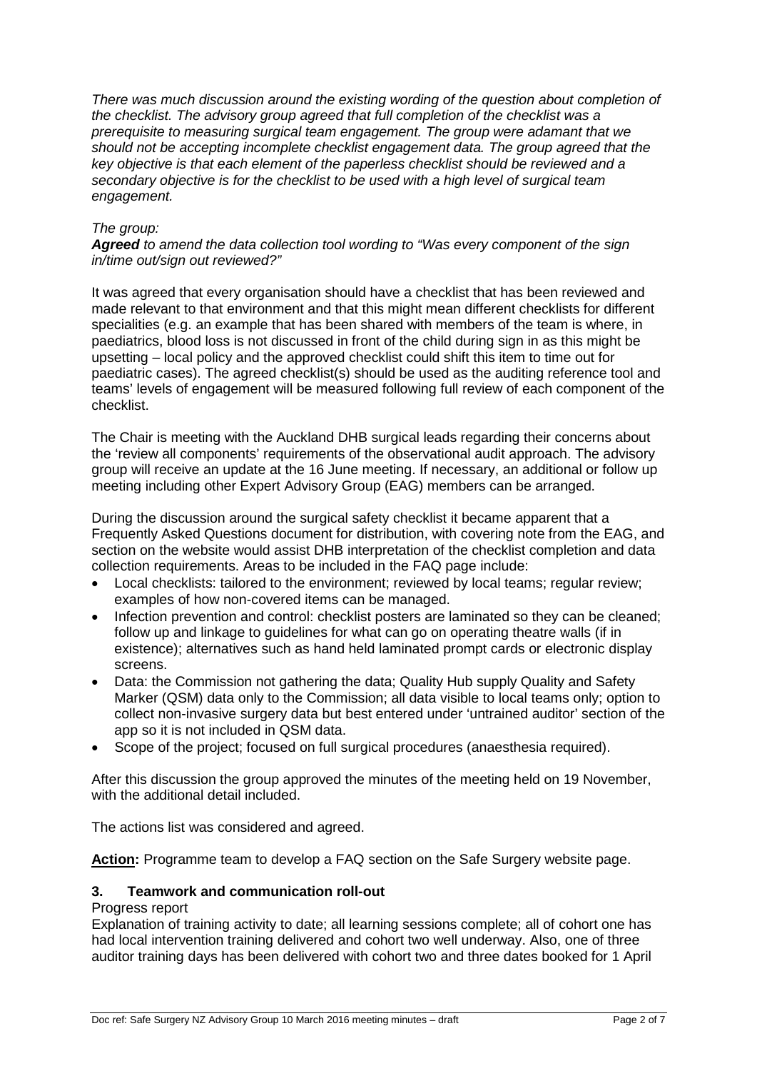*There was much discussion around the existing wording of the question about completion of the checklist. The advisory group agreed that full completion of the checklist was a prerequisite to measuring surgical team engagement. The group were adamant that we should not be accepting incomplete checklist engagement data. The group agreed that the key objective is that each element of the paperless checklist should be reviewed and a secondary objective is for the checklist to be used with a high level of surgical team engagement.*

*The group:*
***Agreed** to amend the data collection tool wording to "Was every component of the sign in/time out/sign out reviewed?"*

It was agreed that every organisation should have a checklist that has been reviewed and made relevant to that environment and that this might mean different checklists for different specialities (e.g. an example that has been shared with members of the team is where, in paediatrics, blood loss is not discussed in front of the child during sign in as this might be upsetting – local policy and the approved checklist could shift this item to time out for paediatric cases). The agreed checklist(s) should be used as the auditing reference tool and teams' levels of engagement will be measured following full review of each component of the checklist.

The Chair is meeting with the Auckland DHB surgical leads regarding their concerns about the 'review all components' requirements of the observational audit approach. The advisory group will receive an update at the 16 June meeting. If necessary, an additional or follow up meeting including other Expert Advisory Group (EAG) members can be arranged.

During the discussion around the surgical safety checklist it became apparent that a Frequently Asked Questions document for distribution, with covering note from the EAG, and section on the website would assist DHB interpretation of the checklist completion and data collection requirements. Areas to be included in the FAQ page include:

- Local checklists: tailored to the environment; reviewed by local teams; regular review; examples of how non-covered items can be managed.
- Infection prevention and control: checklist posters are laminated so they can be cleaned; follow up and linkage to guidelines for what can go on operating theatre walls (if in existence); alternatives such as hand held laminated prompt cards or electronic display screens.
- Data: the Commission not gathering the data; Quality Hub supply Quality and Safety Marker (QSM) data only to the Commission; all data visible to local teams only; option to collect non-invasive surgery data but best entered under 'untrained auditor' section of the app so it is not included in QSM data.
- Scope of the project; focused on full surgical procedures (anaesthesia required).

After this discussion the group approved the minutes of the meeting held on 19 November, with the additional detail included.

The actions list was considered and agreed.

**<u>Action</u>:** Programme team to develop a FAQ section on the Safe Surgery website page.

## 3. Teamwork and communication roll-out

Progress report

Explanation of training activity to date; all learning sessions complete; all of cohort one has had local intervention training delivered and cohort two well underway. Also, one of three auditor training days has been delivered with cohort two and three dates booked for 1 April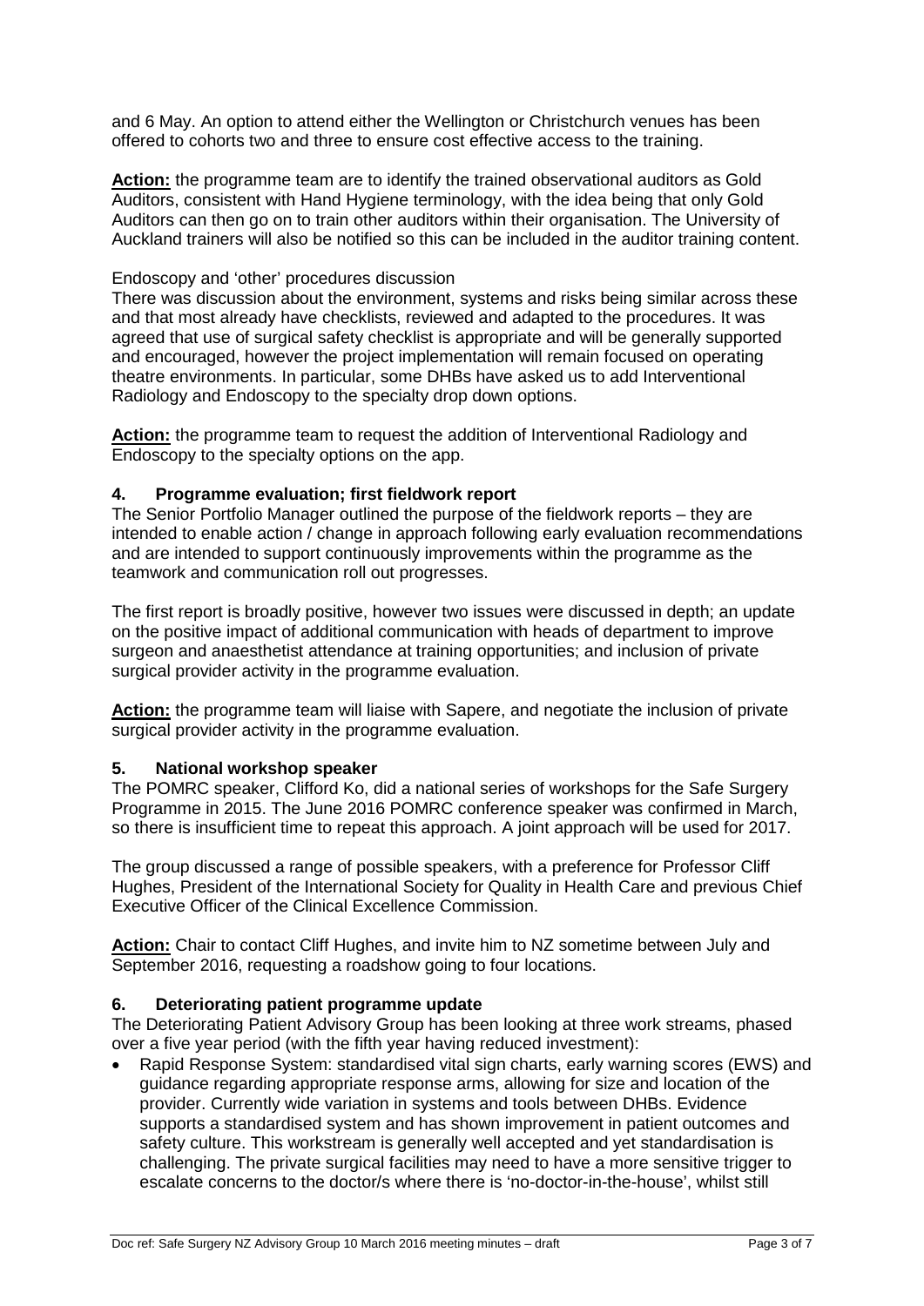and 6 May. An option to attend either the Wellington or Christchurch venues has been offered to cohorts two and three to ensure cost effective access to the training.

**Action:** the programme team are to identify the trained observational auditors as Gold Auditors, consistent with Hand Hygiene terminology, with the idea being that only Gold Auditors can then go on to train other auditors within their organisation. The University of Auckland trainers will also be notified so this can be included in the auditor training content.

Endoscopy and 'other' procedures discussion

There was discussion about the environment, systems and risks being similar across these and that most already have checklists, reviewed and adapted to the procedures. It was agreed that use of surgical safety checklist is appropriate and will be generally supported and encouraged, however the project implementation will remain focused on operating theatre environments. In particular, some DHBs have asked us to add Interventional Radiology and Endoscopy to the specialty drop down options.

**Action:** the programme team to request the addition of Interventional Radiology and Endoscopy to the specialty options on the app.

## 4. Programme evaluation; first fieldwork report

The Senior Portfolio Manager outlined the purpose of the fieldwork reports – they are intended to enable action / change in approach following early evaluation recommendations and are intended to support continuously improvements within the programme as the teamwork and communication roll out progresses.

The first report is broadly positive, however two issues were discussed in depth; an update on the positive impact of additional communication with heads of department to improve surgeon and anaesthetist attendance at training opportunities; and inclusion of private surgical provider activity in the programme evaluation.

**Action:** the programme team will liaise with Sapere, and negotiate the inclusion of private surgical provider activity in the programme evaluation.

## 5. National workshop speaker

The POMRC speaker, Clifford Ko, did a national series of workshops for the Safe Surgery Programme in 2015. The June 2016 POMRC conference speaker was confirmed in March, so there is insufficient time to repeat this approach. A joint approach will be used for 2017.

The group discussed a range of possible speakers, with a preference for Professor Cliff Hughes, President of the International Society for Quality in Health Care and previous Chief Executive Officer of the Clinical Excellence Commission.

**Action:** Chair to contact Cliff Hughes, and invite him to NZ sometime between July and September 2016, requesting a roadshow going to four locations.

## 6. Deteriorating patient programme update

The Deteriorating Patient Advisory Group has been looking at three work streams, phased over a five year period (with the fifth year having reduced investment):

- Rapid Response System: standardised vital sign charts, early warning scores (EWS) and guidance regarding appropriate response arms, allowing for size and location of the provider. Currently wide variation in systems and tools between DHBs. Evidence supports a standardised system and has shown improvement in patient outcomes and safety culture. This workstream is generally well accepted and yet standardisation is challenging. The private surgical facilities may need to have a more sensitive trigger to escalate concerns to the doctor/s where there is 'no-doctor-in-the-house', whilst still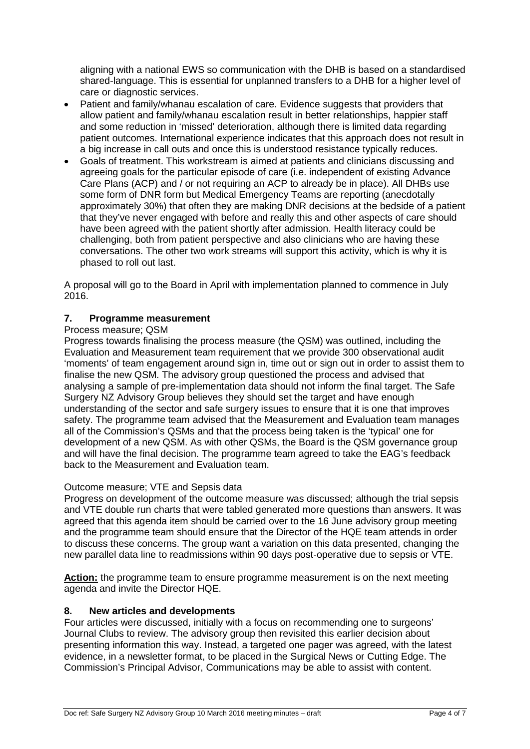aligning with a national EWS so communication with the DHB is based on a standardised shared-language. This is essential for unplanned transfers to a DHB for a higher level of care or diagnostic services.

- Patient and family/whanau escalation of care. Evidence suggests that providers that allow patient and family/whanau escalation result in better relationships, happier staff and some reduction in 'missed' deterioration, although there is limited data regarding patient outcomes. International experience indicates that this approach does not result in a big increase in call outs and once this is understood resistance typically reduces.
- Goals of treatment. This workstream is aimed at patients and clinicians discussing and agreeing goals for the particular episode of care (i.e. independent of existing Advance Care Plans (ACP) and / or not requiring an ACP to already be in place). All DHBs use some form of DNR form but Medical Emergency Teams are reporting (anecdotally approximately 30%) that often they are making DNR decisions at the bedside of a patient that they've never engaged with before and really this and other aspects of care should have been agreed with the patient shortly after admission. Health literacy could be challenging, both from patient perspective and also clinicians who are having these conversations. The other two work streams will support this activity, which is why it is phased to roll out last.

A proposal will go to the Board in April with implementation planned to commence in July 2016.

## 7. Programme measurement

Process measure; QSM

Progress towards finalising the process measure (the QSM) was outlined, including the Evaluation and Measurement team requirement that we provide 300 observational audit 'moments' of team engagement around sign in, time out or sign out in order to assist them to finalise the new QSM. The advisory group questioned the process and advised that analysing a sample of pre-implementation data should not inform the final target. The Safe Surgery NZ Advisory Group believes they should set the target and have enough understanding of the sector and safe surgery issues to ensure that it is one that improves safety. The programme team advised that the Measurement and Evaluation team manages all of the Commission's QSMs and that the process being taken is the 'typical' one for development of a new QSM. As with other QSMs, the Board is the QSM governance group and will have the final decision. The programme team agreed to take the EAG's feedback back to the Measurement and Evaluation team.

Outcome measure; VTE and Sepsis data

Progress on development of the outcome measure was discussed; although the trial sepsis and VTE double run charts that were tabled generated more questions than answers. It was agreed that this agenda item should be carried over to the 16 June advisory group meeting and the programme team should ensure that the Director of the HQE team attends in order to discuss these concerns. The group want a variation on this data presented, changing the new parallel data line to readmissions within 90 days post-operative due to sepsis or VTE.

**Action:** the programme team to ensure programme measurement is on the next meeting agenda and invite the Director HQE.

## 8. New articles and developments

Four articles were discussed, initially with a focus on recommending one to surgeons' Journal Clubs to review. The advisory group then revisited this earlier decision about presenting information this way. Instead, a targeted one pager was agreed, with the latest evidence, in a newsletter format, to be placed in the Surgical News or Cutting Edge. The Commission's Principal Advisor, Communications may be able to assist with content.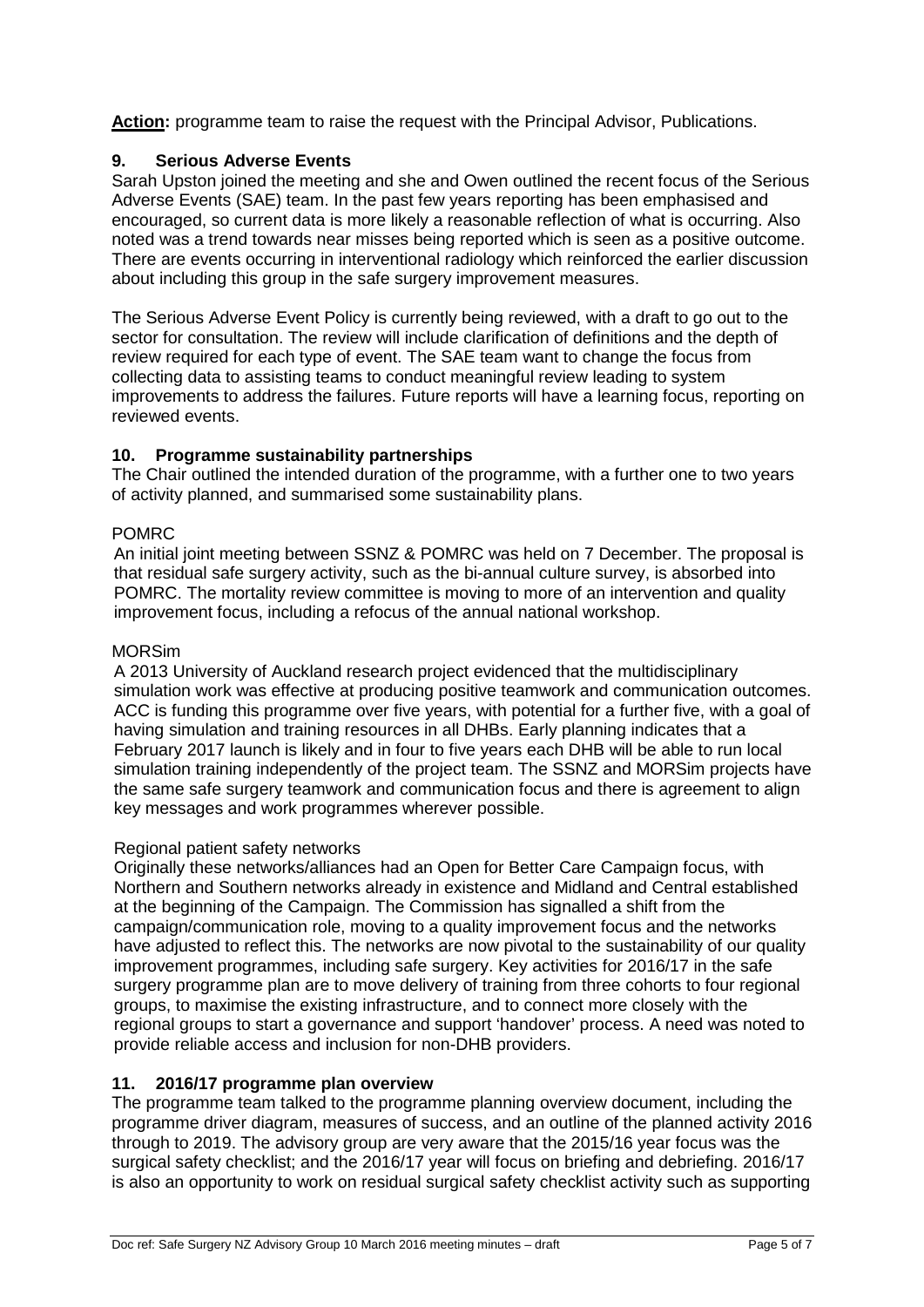**Action:** programme team to raise the request with the Principal Advisor, Publications.

## 9. Serious Adverse Events

Sarah Upston joined the meeting and she and Owen outlined the recent focus of the Serious Adverse Events (SAE) team. In the past few years reporting has been emphasised and encouraged, so current data is more likely a reasonable reflection of what is occurring. Also noted was a trend towards near misses being reported which is seen as a positive outcome. There are events occurring in interventional radiology which reinforced the earlier discussion about including this group in the safe surgery improvement measures.

The Serious Adverse Event Policy is currently being reviewed, with a draft to go out to the sector for consultation. The review will include clarification of definitions and the depth of review required for each type of event. The SAE team want to change the focus from collecting data to assisting teams to conduct meaningful review leading to system improvements to address the failures. Future reports will have a learning focus, reporting on reviewed events.

## 10. Programme sustainability partnerships

The Chair outlined the intended duration of the programme, with a further one to two years of activity planned, and summarised some sustainability plans.

POMRC

An initial joint meeting between SSNZ & POMRC was held on 7 December. The proposal is that residual safe surgery activity, such as the bi-annual culture survey, is absorbed into POMRC. The mortality review committee is moving to more of an intervention and quality improvement focus, including a refocus of the annual national workshop.

MORSim

A 2013 University of Auckland research project evidenced that the multidisciplinary simulation work was effective at producing positive teamwork and communication outcomes. ACC is funding this programme over five years, with potential for a further five, with a goal of having simulation and training resources in all DHBs. Early planning indicates that a February 2017 launch is likely and in four to five years each DHB will be able to run local simulation training independently of the project team. The SSNZ and MORSim projects have the same safe surgery teamwork and communication focus and there is agreement to align key messages and work programmes wherever possible.

Regional patient safety networks

Originally these networks/alliances had an Open for Better Care Campaign focus, with Northern and Southern networks already in existence and Midland and Central established at the beginning of the Campaign. The Commission has signalled a shift from the campaign/communication role, moving to a quality improvement focus and the networks have adjusted to reflect this. The networks are now pivotal to the sustainability of our quality improvement programmes, including safe surgery. Key activities for 2016/17 in the safe surgery programme plan are to move delivery of training from three cohorts to four regional groups, to maximise the existing infrastructure, and to connect more closely with the regional groups to start a governance and support 'handover' process. A need was noted to provide reliable access and inclusion for non-DHB providers.

## 11. 2016/17 programme plan overview

The programme team talked to the programme planning overview document, including the programme driver diagram, measures of success, and an outline of the planned activity 2016 through to 2019. The advisory group are very aware that the 2015/16 year focus was the surgical safety checklist; and the 2016/17 year will focus on briefing and debriefing. 2016/17 is also an opportunity to work on residual surgical safety checklist activity such as supporting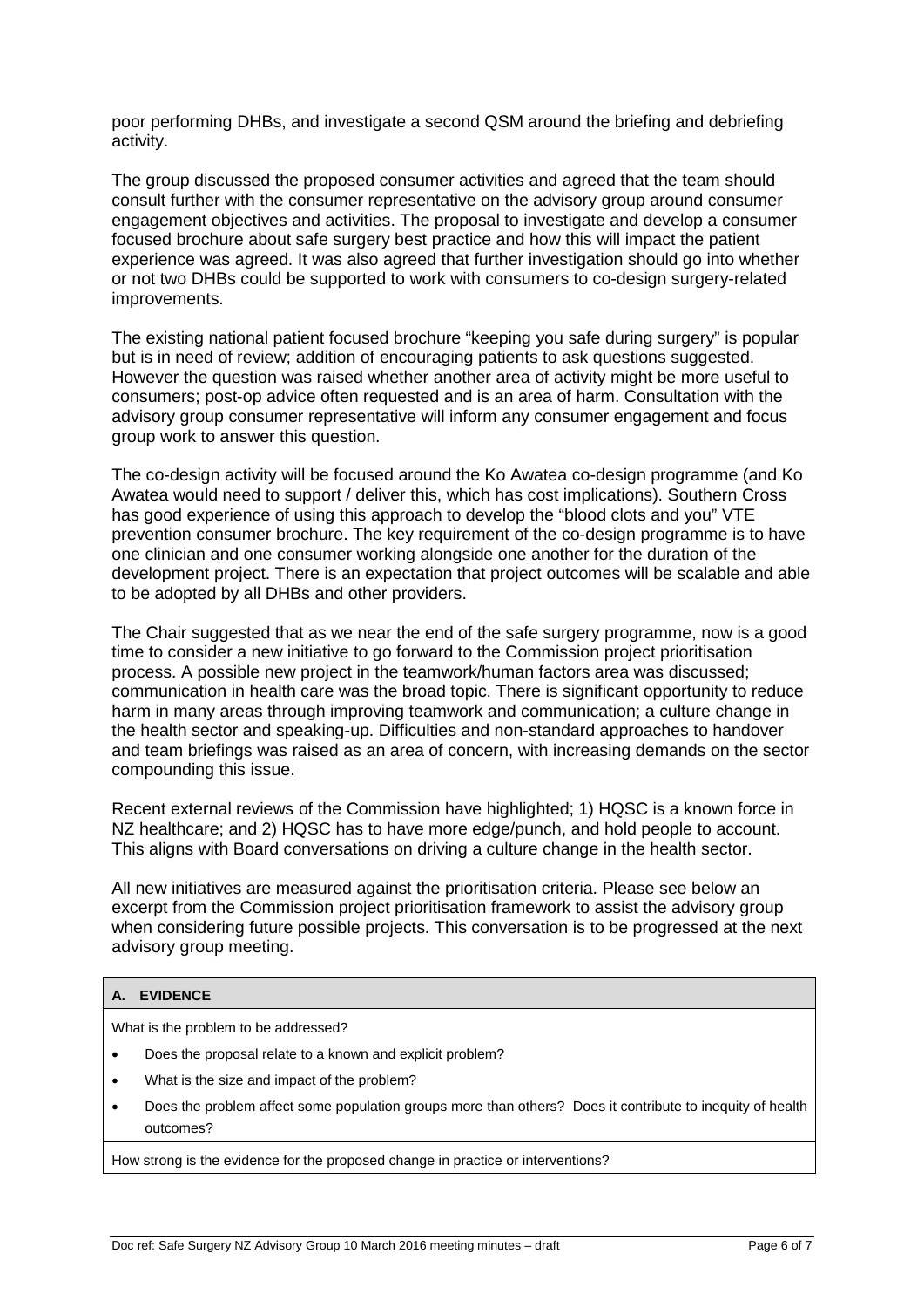poor performing DHBs, and investigate a second QSM around the briefing and debriefing activity.

The group discussed the proposed consumer activities and agreed that the team should consult further with the consumer representative on the advisory group around consumer engagement objectives and activities. The proposal to investigate and develop a consumer focused brochure about safe surgery best practice and how this will impact the patient experience was agreed. It was also agreed that further investigation should go into whether or not two DHBs could be supported to work with consumers to co-design surgery-related improvements.

The existing national patient focused brochure "keeping you safe during surgery" is popular but is in need of review; addition of encouraging patients to ask questions suggested. However the question was raised whether another area of activity might be more useful to consumers; post-op advice often requested and is an area of harm. Consultation with the advisory group consumer representative will inform any consumer engagement and focus group work to answer this question.

The co-design activity will be focused around the Ko Awatea co-design programme (and Ko Awatea would need to support / deliver this, which has cost implications). Southern Cross has good experience of using this approach to develop the "blood clots and you" VTE prevention consumer brochure. The key requirement of the co-design programme is to have one clinician and one consumer working alongside one another for the duration of the development project. There is an expectation that project outcomes will be scalable and able to be adopted by all DHBs and other providers.

The Chair suggested that as we near the end of the safe surgery programme, now is a good time to consider a new initiative to go forward to the Commission project prioritisation process. A possible new project in the teamwork/human factors area was discussed; communication in health care was the broad topic. There is significant opportunity to reduce harm in many areas through improving teamwork and communication; a culture change in the health sector and speaking-up. Difficulties and non-standard approaches to handover and team briefings was raised as an area of concern, with increasing demands on the sector compounding this issue.

Recent external reviews of the Commission have highlighted; 1) HQSC is a known force in NZ healthcare; and 2) HQSC has to have more edge/punch, and hold people to account. This aligns with Board conversations on driving a culture change in the health sector.

All new initiatives are measured against the prioritisation criteria. Please see below an excerpt from the Commission project prioritisation framework to assist the advisory group when considering future possible projects. This conversation is to be progressed at the next advisory group meeting.

| **A. EVIDENCE** |
|---|
| What is the problem to be addressed?<br>• Does the proposal relate to a known and explicit problem?<br>• What is the size and impact of the problem?<br>• Does the problem affect some population groups more than others? Does it contribute to inequity of health outcomes? |
| How strong is the evidence for the proposed change in practice or interventions? |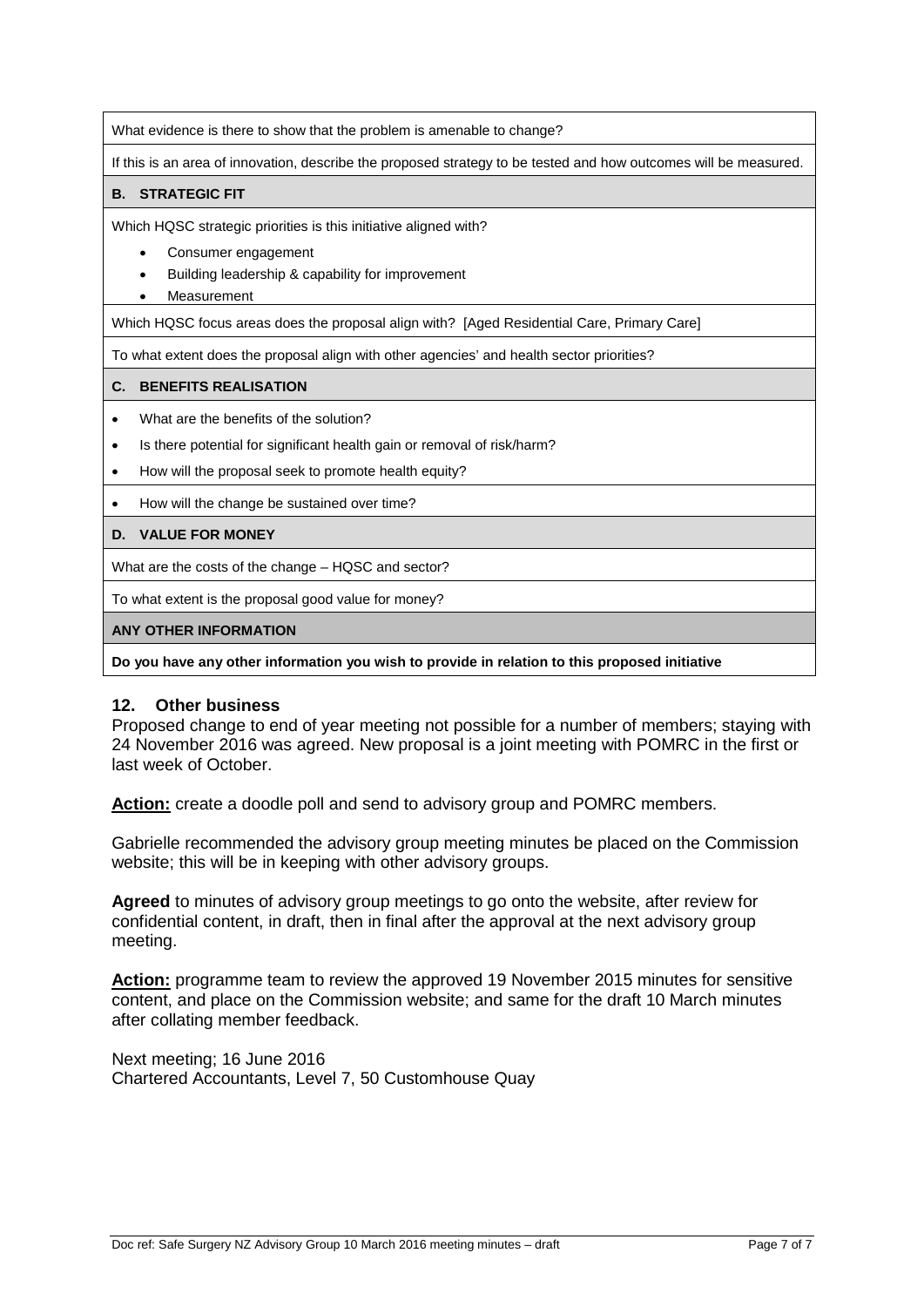| |
|---|
| What evidence is there to show that the problem is amenable to change? |
| If this is an area of innovation, describe the proposed strategy to be tested and how outcomes will be measured. |
| **B. STRATEGIC FIT** |
| Which HQSC strategic priorities is this initiative aligned with?<br>• Consumer engagement<br>• Building leadership & capability for improvement<br>• Measurement |
| Which HQSC focus areas does the proposal align with? [Aged Residential Care, Primary Care] |
| To what extent does the proposal align with other agencies' and health sector priorities? |
| **C. BENEFITS REALISATION** |
| • What are the benefits of the solution?<br>• Is there potential for significant health gain or removal of risk/harm?<br>• How will the proposal seek to promote health equity? |
| • How will the change be sustained over time? |
| **D. VALUE FOR MONEY** |
| What are the costs of the change – HQSC and sector? |
| To what extent is the proposal good value for money? |
| **ANY OTHER INFORMATION** |
| **Do you have any other information you wish to provide in relation to this proposed initiative** |

## 12. Other business

Proposed change to end of year meeting not possible for a number of members; staying with 24 November 2016 was agreed. New proposal is a joint meeting with POMRC in the first or last week of October.

**Action:** create a doodle poll and send to advisory group and POMRC members.

Gabrielle recommended the advisory group meeting minutes be placed on the Commission website; this will be in keeping with other advisory groups.

**Agreed** to minutes of advisory group meetings to go onto the website, after review for confidential content, in draft, then in final after the approval at the next advisory group meeting.

**Action:** programme team to review the approved 19 November 2015 minutes for sensitive content, and place on the Commission website; and same for the draft 10 March minutes after collating member feedback.

Next meeting; 16 June 2016
Chartered Accountants, Level 7, 50 Customhouse Quay